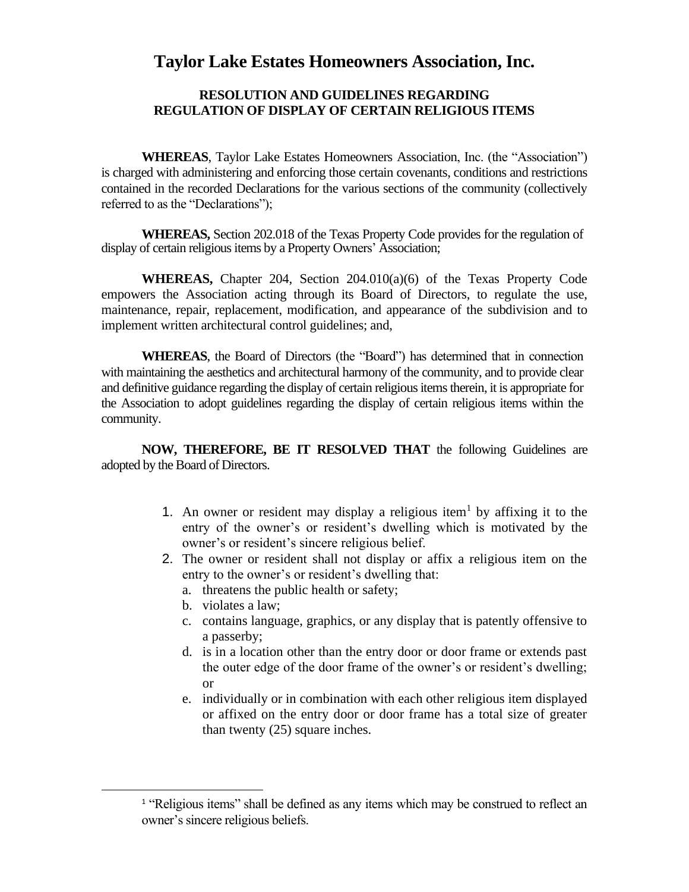# Taylor Lake Estates Homeowners Association, Inc.

## RESOLUTION AND GUIDELINES REGARDING REGULATION OF DISPLAY OF CERTAIN RELIGIOUS ITEMS

**WHEREAS**, Taylor Lake Estates Homeowners Association, Inc. (the "Association") is charged with administering and enforcing those certain covenants, conditions and restrictions contained in the recorded Declarations for the various sections of the community (collectively referred to as the "Declarations");

**WHEREAS,** Section 202.018 of the Texas Property Code provides for the regulation of display of certain religious items by a Property Owners' Association;

**WHEREAS,** Chapter 204, Section 204.010(a)(6) of the Texas Property Code empowers the Association acting through its Board of Directors, to regulate the use, maintenance, repair, replacement, modification, and appearance of the subdivision and to implement written architectural control guidelines; and,

**WHEREAS**, the Board of Directors (the "Board") has determined that in connection with maintaining the aesthetics and architectural harmony of the community, and to provide clear and definitive guidance regarding the display of certain religious items therein, it is appropriate for the Association to adopt guidelines regarding the display of certain religious items within the community.

**NOW, THEREFORE, BE IT RESOLVED THAT** the following Guidelines are adopted by the Board of Directors.

1. An owner or resident may display a religious item[1] by affixing it to the entry of the owner's or resident's dwelling which is motivated by the owner's or resident's sincere religious belief.
2. The owner or resident shall not display or affix a religious item on the entry to the owner's or resident's dwelling that:
   a. threatens the public health or safety;
   b. violates a law;
   c. contains language, graphics, or any display that is patently offensive to a passerby;
   d. is in a location other than the entry door or door frame or extends past the outer edge of the door frame of the owner's or resident's dwelling; or
   e. individually or in combination with each other religious item displayed or affixed on the entry door or door frame has a total size of greater than twenty (25) square inches.

---

[1] "Religious items" shall be defined as any items which may be construed to reflect an owner's sincere religious beliefs.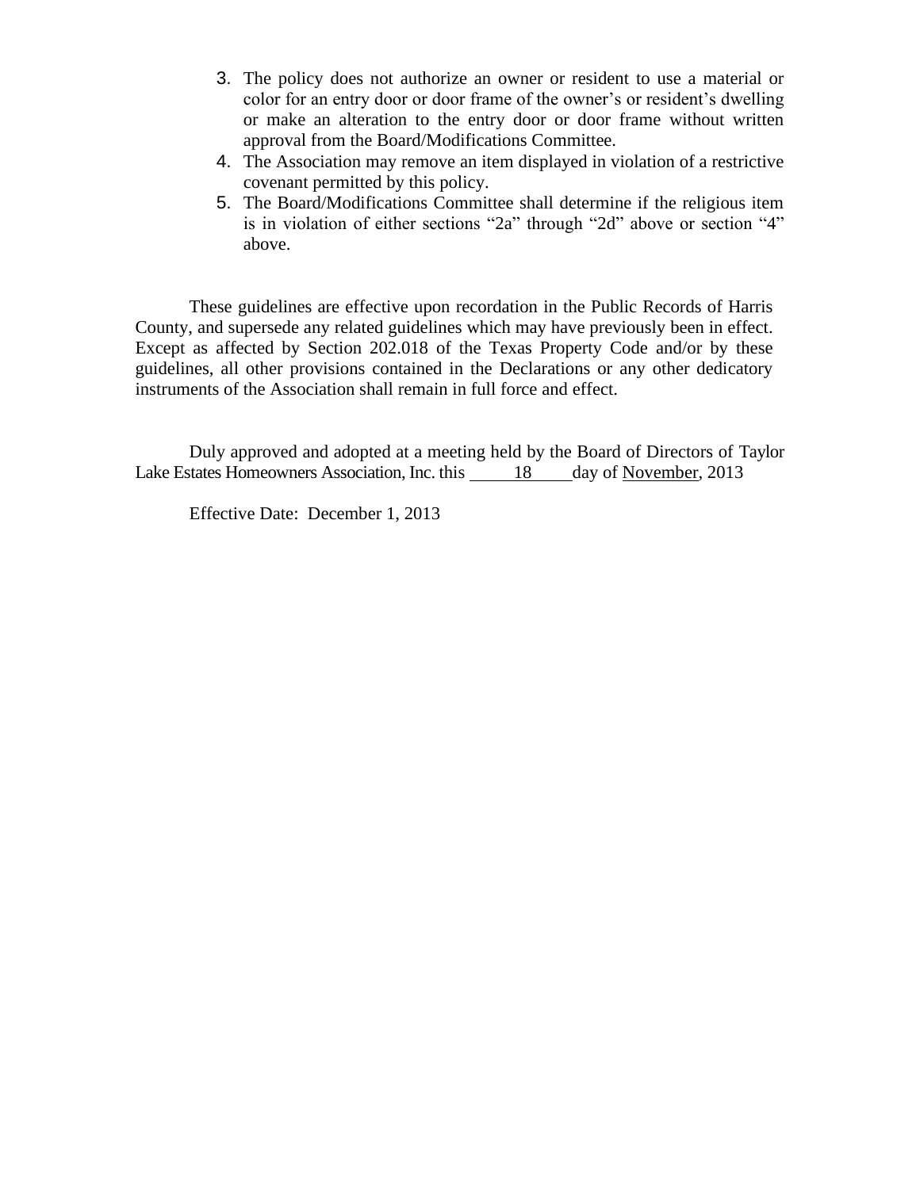3. The policy does not authorize an owner or resident to use a material or color for an entry door or door frame of the owner's or resident's dwelling or make an alteration to the entry door or door frame without written approval from the Board/Modifications Committee.
4. The Association may remove an item displayed in violation of a restrictive covenant permitted by this policy.
5. The Board/Modifications Committee shall determine if the religious item is in violation of either sections "2a" through "2d" above or section "4" above.

These guidelines are effective upon recordation in the Public Records of Harris County, and supersede any related guidelines which may have previously been in effect. Except as affected by Section 202.018 of the Texas Property Code and/or by these guidelines, all other provisions contained in the Declarations or any other dedicatory instruments of the Association shall remain in full force and effect.

Duly approved and adopted at a meeting held by the Board of Directors of Taylor Lake Estates Homeowners Association, Inc. this 18 day of November, 2013

Effective Date: December 1, 2013